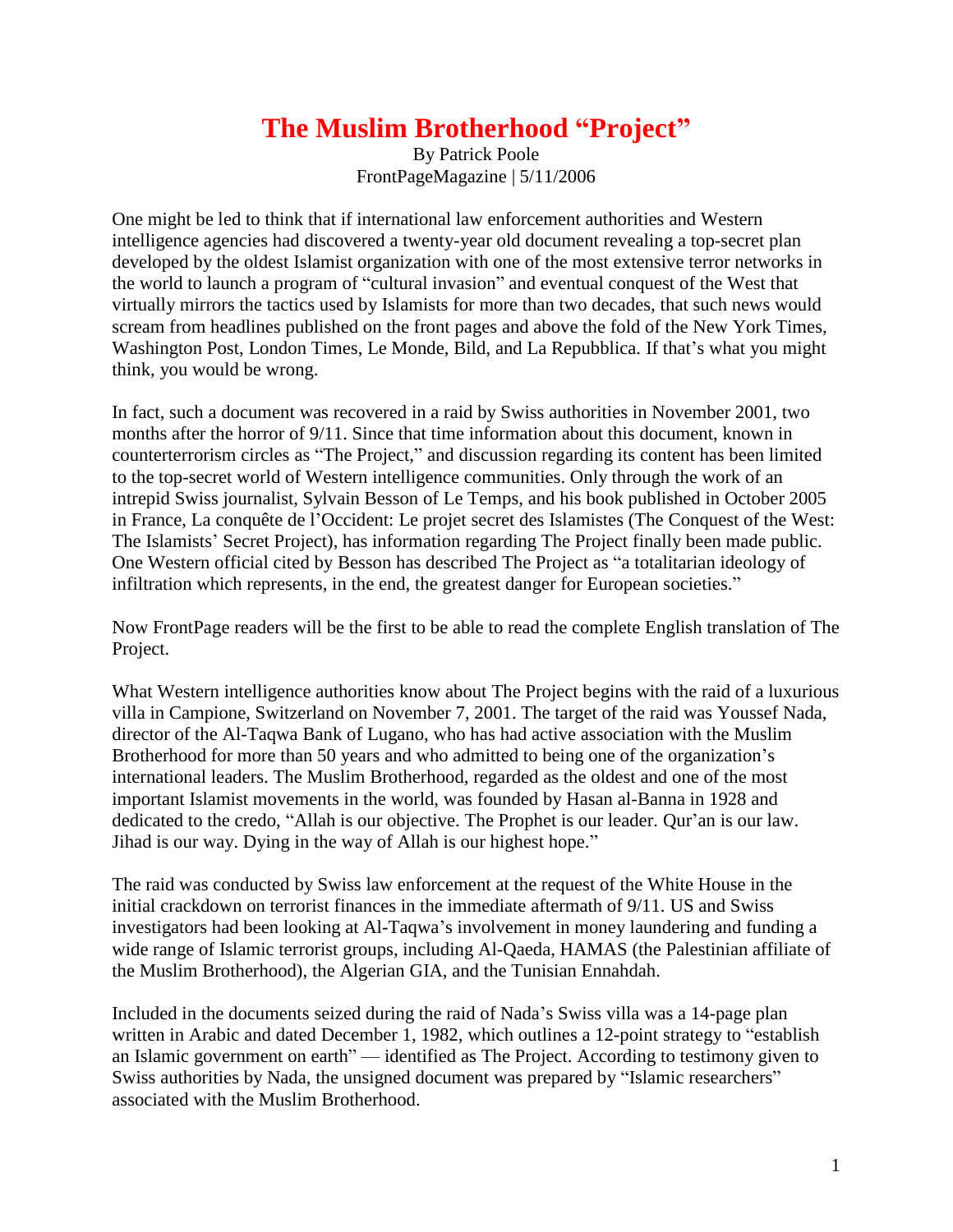# The Muslim Brotherhood "Project"

By Patrick Poole
FrontPageMagazine | 5/11/2006

One might be led to think that if international law enforcement authorities and Western intelligence agencies had discovered a twenty-year old document revealing a top-secret plan developed by the oldest Islamist organization with one of the most extensive terror networks in the world to launch a program of "cultural invasion" and eventual conquest of the West that virtually mirrors the tactics used by Islamists for more than two decades, that such news would scream from headlines published on the front pages and above the fold of the New York Times, Washington Post, London Times, Le Monde, Bild, and La Repubblica. If that's what you might think, you would be wrong.

In fact, such a document was recovered in a raid by Swiss authorities in November 2001, two months after the horror of 9/11. Since that time information about this document, known in counterterrorism circles as "The Project," and discussion regarding its content has been limited to the top-secret world of Western intelligence communities. Only through the work of an intrepid Swiss journalist, Sylvain Besson of Le Temps, and his book published in October 2005 in France, La conquête de l'Occident: Le projet secret des Islamistes (The Conquest of the West: The Islamists' Secret Project), has information regarding The Project finally been made public. One Western official cited by Besson has described The Project as "a totalitarian ideology of infiltration which represents, in the end, the greatest danger for European societies."

Now FrontPage readers will be the first to be able to read the complete English translation of The Project.

What Western intelligence authorities know about The Project begins with the raid of a luxurious villa in Campione, Switzerland on November 7, 2001. The target of the raid was Youssef Nada, director of the Al-Taqwa Bank of Lugano, who has had active association with the Muslim Brotherhood for more than 50 years and who admitted to being one of the organization's international leaders. The Muslim Brotherhood, regarded as the oldest and one of the most important Islamist movements in the world, was founded by Hasan al-Banna in 1928 and dedicated to the credo, "Allah is our objective. The Prophet is our leader. Qur'an is our law. Jihad is our way. Dying in the way of Allah is our highest hope."

The raid was conducted by Swiss law enforcement at the request of the White House in the initial crackdown on terrorist finances in the immediate aftermath of 9/11. US and Swiss investigators had been looking at Al-Taqwa's involvement in money laundering and funding a wide range of Islamic terrorist groups, including Al-Qaeda, HAMAS (the Palestinian affiliate of the Muslim Brotherhood), the Algerian GIA, and the Tunisian Ennahdah.

Included in the documents seized during the raid of Nada's Swiss villa was a 14-page plan written in Arabic and dated December 1, 1982, which outlines a 12-point strategy to "establish an Islamic government on earth" — identified as The Project. According to testimony given to Swiss authorities by Nada, the unsigned document was prepared by "Islamic researchers" associated with the Muslim Brotherhood.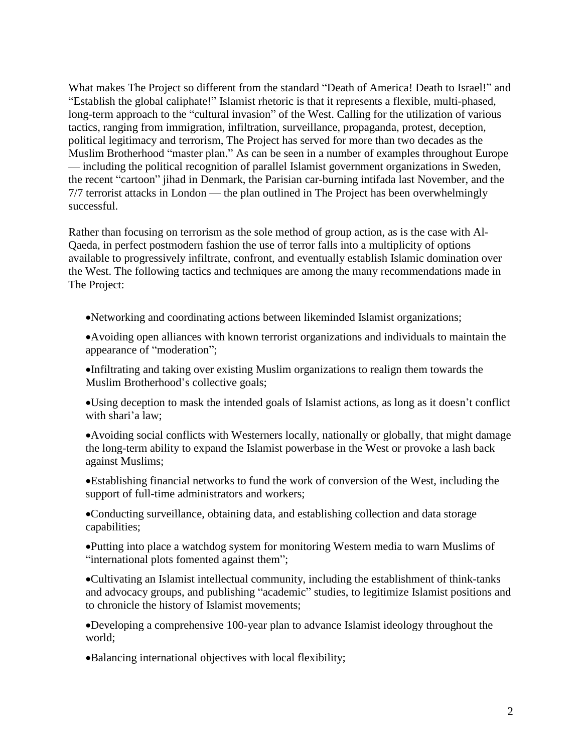What makes The Project so different from the standard "Death of America! Death to Israel!" and "Establish the global caliphate!" Islamist rhetoric is that it represents a flexible, multi-phased, long-term approach to the "cultural invasion" of the West. Calling for the utilization of various tactics, ranging from immigration, infiltration, surveillance, propaganda, protest, deception, political legitimacy and terrorism, The Project has served for more than two decades as the Muslim Brotherhood "master plan." As can be seen in a number of examples throughout Europe — including the political recognition of parallel Islamist government organizations in Sweden, the recent "cartoon" jihad in Denmark, the Parisian car-burning intifada last November, and the 7/7 terrorist attacks in London — the plan outlined in The Project has been overwhelmingly successful.

Rather than focusing on terrorism as the sole method of group action, as is the case with Al-Qaeda, in perfect postmodern fashion the use of terror falls into a multiplicity of options available to progressively infiltrate, confront, and eventually establish Islamic domination over the West. The following tactics and techniques are among the many recommendations made in The Project:

- Networking and coordinating actions between likeminded Islamist organizations;
- Avoiding open alliances with known terrorist organizations and individuals to maintain the appearance of "moderation";
- Infiltrating and taking over existing Muslim organizations to realign them towards the Muslim Brotherhood's collective goals;
- Using deception to mask the intended goals of Islamist actions, as long as it doesn't conflict with shari'a law;
- Avoiding social conflicts with Westerners locally, nationally or globally, that might damage the long-term ability to expand the Islamist powerbase in the West or provoke a lash back against Muslims;
- Establishing financial networks to fund the work of conversion of the West, including the support of full-time administrators and workers;
- Conducting surveillance, obtaining data, and establishing collection and data storage capabilities;
- Putting into place a watchdog system for monitoring Western media to warn Muslims of "international plots fomented against them";
- Cultivating an Islamist intellectual community, including the establishment of think-tanks and advocacy groups, and publishing "academic" studies, to legitimize Islamist positions and to chronicle the history of Islamist movements;
- Developing a comprehensive 100-year plan to advance Islamist ideology throughout the world;
- Balancing international objectives with local flexibility;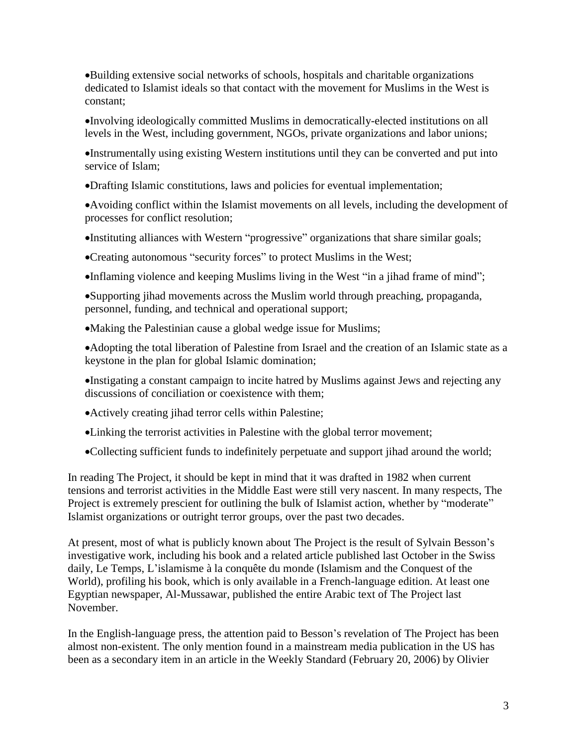- Building extensive social networks of schools, hospitals and charitable organizations dedicated to Islamist ideals so that contact with the movement for Muslims in the West is constant;

- Involving ideologically committed Muslims in democratically-elected institutions on all levels in the West, including government, NGOs, private organizations and labor unions;

- Instrumentally using existing Western institutions until they can be converted and put into service of Islam;

- Drafting Islamic constitutions, laws and policies for eventual implementation;

- Avoiding conflict within the Islamist movements on all levels, including the development of processes for conflict resolution;

- Instituting alliances with Western "progressive" organizations that share similar goals;

- Creating autonomous "security forces" to protect Muslims in the West;

- Inflaming violence and keeping Muslims living in the West "in a jihad frame of mind";

- Supporting jihad movements across the Muslim world through preaching, propaganda, personnel, funding, and technical and operational support;

- Making the Palestinian cause a global wedge issue for Muslims;

- Adopting the total liberation of Palestine from Israel and the creation of an Islamic state as a keystone in the plan for global Islamic domination;

- Instigating a constant campaign to incite hatred by Muslims against Jews and rejecting any discussions of conciliation or coexistence with them;

- Actively creating jihad terror cells within Palestine;

- Linking the terrorist activities in Palestine with the global terror movement;

- Collecting sufficient funds to indefinitely perpetuate and support jihad around the world;

In reading The Project, it should be kept in mind that it was drafted in 1982 when current tensions and terrorist activities in the Middle East were still very nascent. In many respects, The Project is extremely prescient for outlining the bulk of Islamist action, whether by "moderate" Islamist organizations or outright terror groups, over the past two decades.

At present, most of what is publicly known about The Project is the result of Sylvain Besson's investigative work, including his book and a related article published last October in the Swiss daily, Le Temps, L'islamisme à la conquête du monde (Islamism and the Conquest of the World), profiling his book, which is only available in a French-language edition. At least one Egyptian newspaper, Al-Mussawar, published the entire Arabic text of The Project last November.

In the English-language press, the attention paid to Besson's revelation of The Project has been almost non-existent. The only mention found in a mainstream media publication in the US has been as a secondary item in an article in the Weekly Standard (February 20, 2006) by Olivier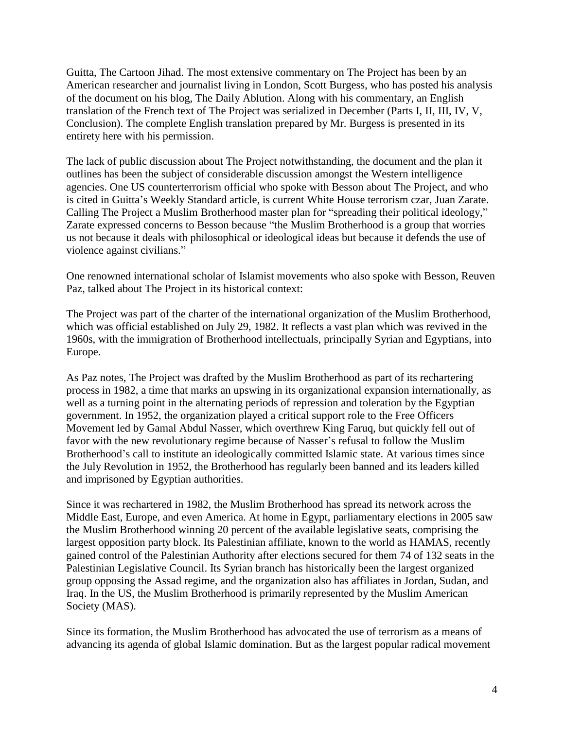Guitta, The Cartoon Jihad. The most extensive commentary on The Project has been by an American researcher and journalist living in London, Scott Burgess, who has posted his analysis of the document on his blog, The Daily Ablution. Along with his commentary, an English translation of the French text of The Project was serialized in December (Parts I, II, III, IV, V, Conclusion). The complete English translation prepared by Mr. Burgess is presented in its entirety here with his permission.

The lack of public discussion about The Project notwithstanding, the document and the plan it outlines has been the subject of considerable discussion amongst the Western intelligence agencies. One US counterterrorism official who spoke with Besson about The Project, and who is cited in Guitta's Weekly Standard article, is current White House terrorism czar, Juan Zarate. Calling The Project a Muslim Brotherhood master plan for "spreading their political ideology," Zarate expressed concerns to Besson because "the Muslim Brotherhood is a group that worries us not because it deals with philosophical or ideological ideas but because it defends the use of violence against civilians."

One renowned international scholar of Islamist movements who also spoke with Besson, Reuven Paz, talked about The Project in its historical context:

The Project was part of the charter of the international organization of the Muslim Brotherhood, which was official established on July 29, 1982. It reflects a vast plan which was revived in the 1960s, with the immigration of Brotherhood intellectuals, principally Syrian and Egyptians, into Europe.

As Paz notes, The Project was drafted by the Muslim Brotherhood as part of its rechartering process in 1982, a time that marks an upswing in its organizational expansion internationally, as well as a turning point in the alternating periods of repression and toleration by the Egyptian government. In 1952, the organization played a critical support role to the Free Officers Movement led by Gamal Abdul Nasser, which overthrew King Faruq, but quickly fell out of favor with the new revolutionary regime because of Nasser's refusal to follow the Muslim Brotherhood's call to institute an ideologically committed Islamic state. At various times since the July Revolution in 1952, the Brotherhood has regularly been banned and its leaders killed and imprisoned by Egyptian authorities.

Since it was rechartered in 1982, the Muslim Brotherhood has spread its network across the Middle East, Europe, and even America. At home in Egypt, parliamentary elections in 2005 saw the Muslim Brotherhood winning 20 percent of the available legislative seats, comprising the largest opposition party block. Its Palestinian affiliate, known to the world as HAMAS, recently gained control of the Palestinian Authority after elections secured for them 74 of 132 seats in the Palestinian Legislative Council. Its Syrian branch has historically been the largest organized group opposing the Assad regime, and the organization also has affiliates in Jordan, Sudan, and Iraq. In the US, the Muslim Brotherhood is primarily represented by the Muslim American Society (MAS).

Since its formation, the Muslim Brotherhood has advocated the use of terrorism as a means of advancing its agenda of global Islamic domination. But as the largest popular radical movement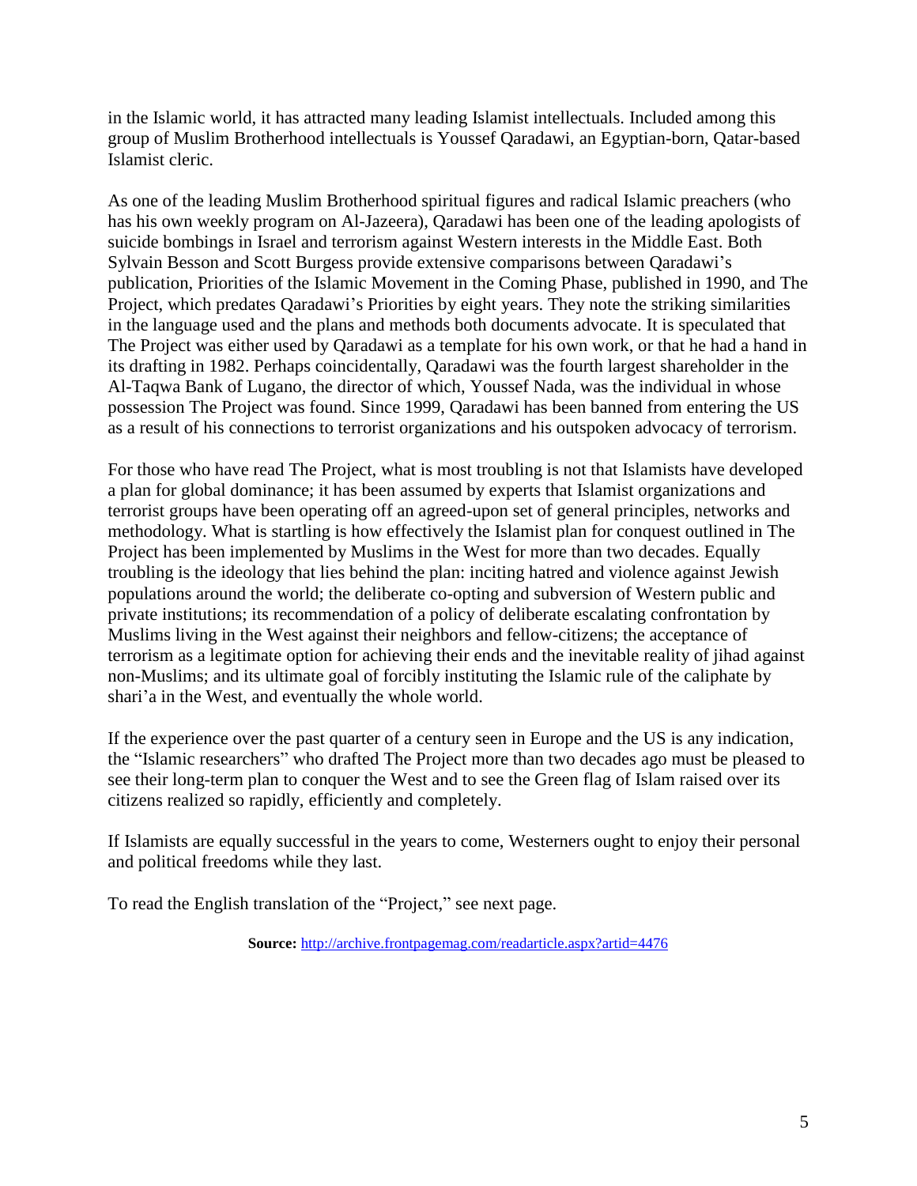in the Islamic world, it has attracted many leading Islamist intellectuals. Included among this group of Muslim Brotherhood intellectuals is Youssef Qaradawi, an Egyptian-born, Qatar-based Islamist cleric.

As one of the leading Muslim Brotherhood spiritual figures and radical Islamic preachers (who has his own weekly program on Al-Jazeera), Qaradawi has been one of the leading apologists of suicide bombings in Israel and terrorism against Western interests in the Middle East. Both Sylvain Besson and Scott Burgess provide extensive comparisons between Qaradawi's publication, Priorities of the Islamic Movement in the Coming Phase, published in 1990, and The Project, which predates Qaradawi's Priorities by eight years. They note the striking similarities in the language used and the plans and methods both documents advocate. It is speculated that The Project was either used by Qaradawi as a template for his own work, or that he had a hand in its drafting in 1982. Perhaps coincidentally, Qaradawi was the fourth largest shareholder in the Al-Taqwa Bank of Lugano, the director of which, Youssef Nada, was the individual in whose possession The Project was found. Since 1999, Qaradawi has been banned from entering the US as a result of his connections to terrorist organizations and his outspoken advocacy of terrorism.

For those who have read The Project, what is most troubling is not that Islamists have developed a plan for global dominance; it has been assumed by experts that Islamist organizations and terrorist groups have been operating off an agreed-upon set of general principles, networks and methodology. What is startling is how effectively the Islamist plan for conquest outlined in The Project has been implemented by Muslims in the West for more than two decades. Equally troubling is the ideology that lies behind the plan: inciting hatred and violence against Jewish populations around the world; the deliberate co-opting and subversion of Western public and private institutions; its recommendation of a policy of deliberate escalating confrontation by Muslims living in the West against their neighbors and fellow-citizens; the acceptance of terrorism as a legitimate option for achieving their ends and the inevitable reality of jihad against non-Muslims; and its ultimate goal of forcibly instituting the Islamic rule of the caliphate by shari'a in the West, and eventually the whole world.

If the experience over the past quarter of a century seen in Europe and the US is any indication, the "Islamic researchers" who drafted The Project more than two decades ago must be pleased to see their long-term plan to conquer the West and to see the Green flag of Islam raised over its citizens realized so rapidly, efficiently and completely.

If Islamists are equally successful in the years to come, Westerners ought to enjoy their personal and political freedoms while they last.

To read the English translation of the "Project," see next page.

**Source:** http://archive.frontpagemag.com/readarticle.aspx?artid=4476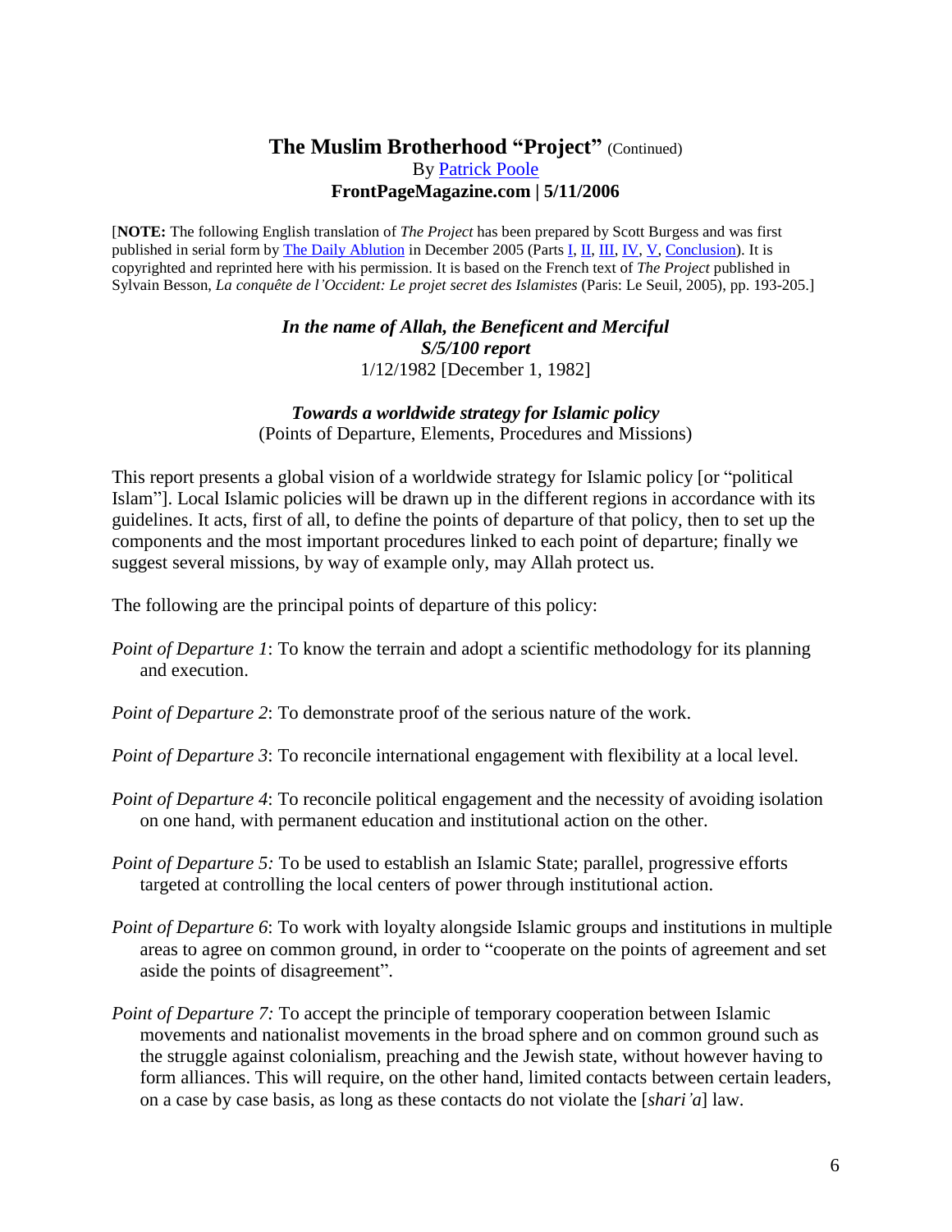## The Muslim Brotherhood "Project" (Continued)

By [Patrick Poole](#)

**FrontPageMagazine.com | 5/11/2006**

[**NOTE:** The following English translation of *The Project* has been prepared by Scott Burgess and was first published in serial form by [The Daily Ablution](#) in December 2005 (Parts [I](#), [II](#), [III](#), [IV](#), [V](#), [Conclusion](#)). It is copyrighted and reprinted here with his permission. It is based on the French text of *The Project* published in Sylvain Besson, *La conquête de l'Occident: Le projet secret des Islamistes* (Paris: Le Seuil, 2005), pp. 193-205.]

***In the name of Allah, the Beneficent and Merciful***
***S/5/100 report***
1/12/1982 [December 1, 1982]

***Towards a worldwide strategy for Islamic policy***
(Points of Departure, Elements, Procedures and Missions)

This report presents a global vision of a worldwide strategy for Islamic policy [or "political Islam"]. Local Islamic policies will be drawn up in the different regions in accordance with its guidelines. It acts, first of all, to define the points of departure of that policy, then to set up the components and the most important procedures linked to each point of departure; finally we suggest several missions, by way of example only, may Allah protect us.

The following are the principal points of departure of this policy:

*Point of Departure 1*: To know the terrain and adopt a scientific methodology for its planning and execution.

*Point of Departure 2*: To demonstrate proof of the serious nature of the work.

*Point of Departure 3*: To reconcile international engagement with flexibility at a local level.

*Point of Departure 4*: To reconcile political engagement and the necessity of avoiding isolation on one hand, with permanent education and institutional action on the other.

*Point of Departure 5:* To be used to establish an Islamic State; parallel, progressive efforts targeted at controlling the local centers of power through institutional action.

*Point of Departure 6*: To work with loyalty alongside Islamic groups and institutions in multiple areas to agree on common ground, in order to "cooperate on the points of agreement and set aside the points of disagreement".

*Point of Departure 7:* To accept the principle of temporary cooperation between Islamic movements and nationalist movements in the broad sphere and on common ground such as the struggle against colonialism, preaching and the Jewish state, without however having to form alliances. This will require, on the other hand, limited contacts between certain leaders, on a case by case basis, as long as these contacts do not violate the [*shari'a*] law.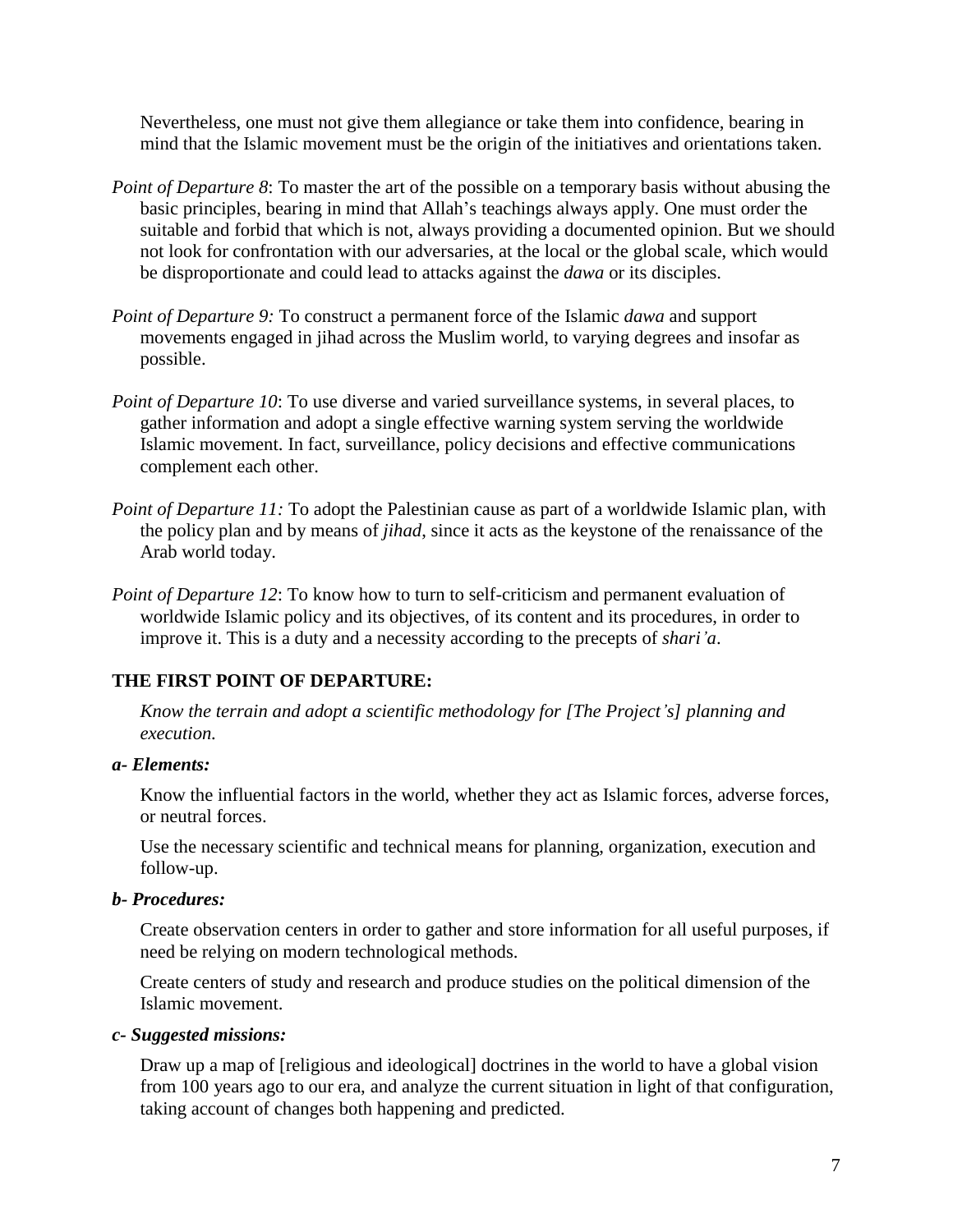Nevertheless, one must not give them allegiance or take them into confidence, bearing in mind that the Islamic movement must be the origin of the initiatives and orientations taken.

*Point of Departure 8*: To master the art of the possible on a temporary basis without abusing the basic principles, bearing in mind that Allah's teachings always apply. One must order the suitable and forbid that which is not, always providing a documented opinion. But we should not look for confrontation with our adversaries, at the local or the global scale, which would be disproportionate and could lead to attacks against the *dawa* or its disciples.

*Point of Departure 9:* To construct a permanent force of the Islamic *dawa* and support movements engaged in jihad across the Muslim world, to varying degrees and insofar as possible.

*Point of Departure 10*: To use diverse and varied surveillance systems, in several places, to gather information and adopt a single effective warning system serving the worldwide Islamic movement. In fact, surveillance, policy decisions and effective communications complement each other.

*Point of Departure 11:* To adopt the Palestinian cause as part of a worldwide Islamic plan, with the policy plan and by means of *jihad*, since it acts as the keystone of the renaissance of the Arab world today.

*Point of Departure 12*: To know how to turn to self-criticism and permanent evaluation of worldwide Islamic policy and its objectives, of its content and its procedures, in order to improve it. This is a duty and a necessity according to the precepts of *shari'a*.

**THE FIRST POINT OF DEPARTURE:**

*Know the terrain and adopt a scientific methodology for [The Project's] planning and execution.*

***a- Elements:***

Know the influential factors in the world, whether they act as Islamic forces, adverse forces, or neutral forces.

Use the necessary scientific and technical means for planning, organization, execution and follow-up.

***b- Procedures:***

Create observation centers in order to gather and store information for all useful purposes, if need be relying on modern technological methods.

Create centers of study and research and produce studies on the political dimension of the Islamic movement.

***c- Suggested missions:***

Draw up a map of [religious and ideological] doctrines in the world to have a global vision from 100 years ago to our era, and analyze the current situation in light of that configuration, taking account of changes both happening and predicted.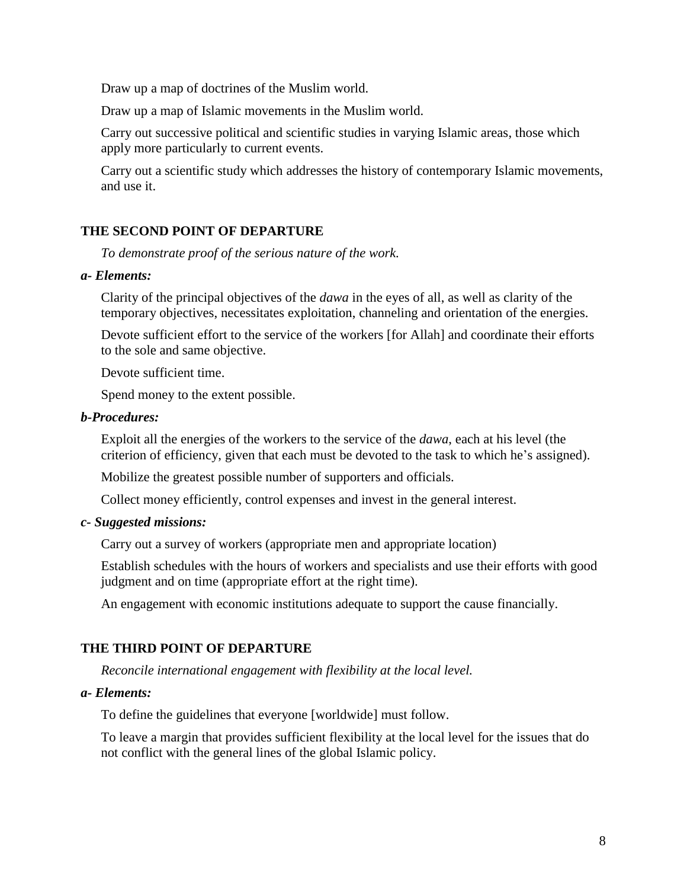Draw up a map of doctrines of the Muslim world.

Draw up a map of Islamic movements in the Muslim world.

Carry out successive political and scientific studies in varying Islamic areas, those which apply more particularly to current events.

Carry out a scientific study which addresses the history of contemporary Islamic movements, and use it.

#### THE SECOND POINT OF DEPARTURE

*To demonstrate proof of the serious nature of the work.*

***a- Elements:***

Clarity of the principal objectives of the *dawa* in the eyes of all, as well as clarity of the temporary objectives, necessitates exploitation, channeling and orientation of the energies.

Devote sufficient effort to the service of the workers [for Allah] and coordinate their efforts to the sole and same objective.

Devote sufficient time.

Spend money to the extent possible.

***b-Procedures:***

Exploit all the energies of the workers to the service of the *dawa*, each at his level (the criterion of efficiency, given that each must be devoted to the task to which he's assigned).

Mobilize the greatest possible number of supporters and officials.

Collect money efficiently, control expenses and invest in the general interest.

***c- Suggested missions:***

Carry out a survey of workers (appropriate men and appropriate location)

Establish schedules with the hours of workers and specialists and use their efforts with good judgment and on time (appropriate effort at the right time).

An engagement with economic institutions adequate to support the cause financially.

#### THE THIRD POINT OF DEPARTURE

*Reconcile international engagement with flexibility at the local level.*

***a- Elements:***

To define the guidelines that everyone [worldwide] must follow.

To leave a margin that provides sufficient flexibility at the local level for the issues that do not conflict with the general lines of the global Islamic policy.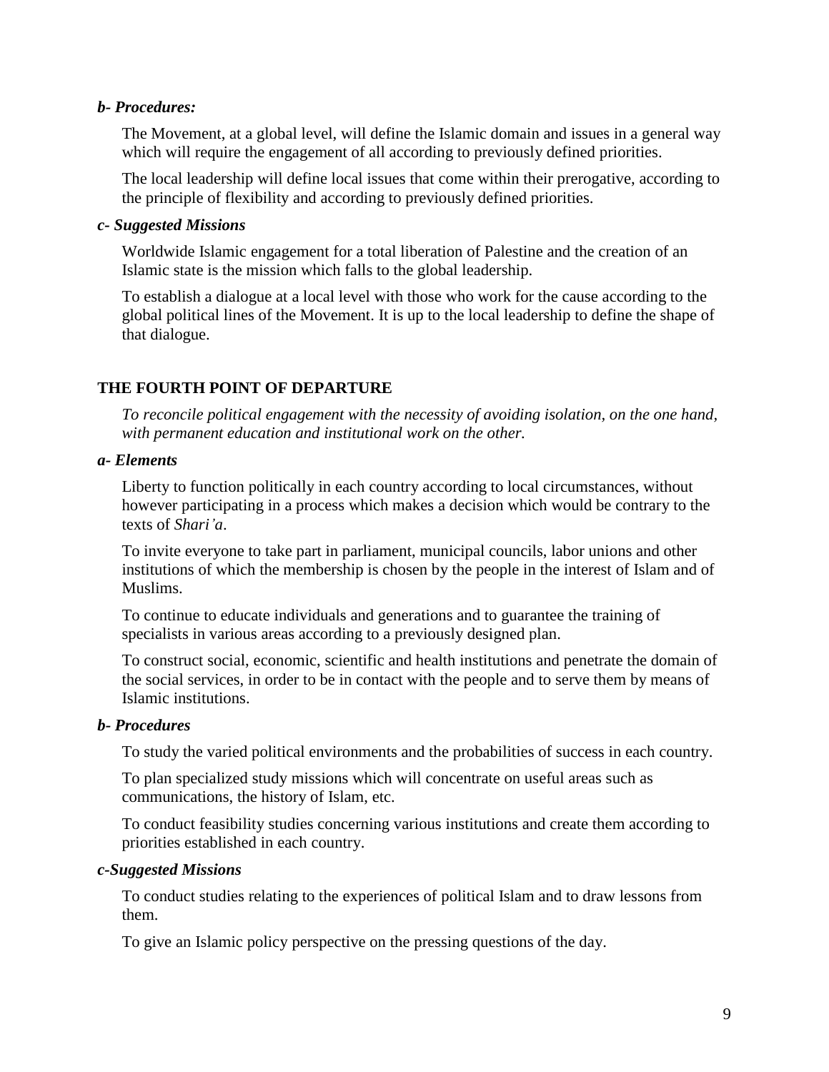***b- Procedures:***

The Movement, at a global level, will define the Islamic domain and issues in a general way which will require the engagement of all according to previously defined priorities.

The local leadership will define local issues that come within their prerogative, according to the principle of flexibility and according to previously defined priorities.

***c- Suggested Missions***

Worldwide Islamic engagement for a total liberation of Palestine and the creation of an Islamic state is the mission which falls to the global leadership.

To establish a dialogue at a local level with those who work for the cause according to the global political lines of the Movement. It is up to the local leadership to define the shape of that dialogue.

## THE FOURTH POINT OF DEPARTURE

*To reconcile political engagement with the necessity of avoiding isolation, on the one hand, with permanent education and institutional work on the other.*

***a- Elements***

Liberty to function politically in each country according to local circumstances, without however participating in a process which makes a decision which would be contrary to the texts of *Shari'a*.

To invite everyone to take part in parliament, municipal councils, labor unions and other institutions of which the membership is chosen by the people in the interest of Islam and of Muslims.

To continue to educate individuals and generations and to guarantee the training of specialists in various areas according to a previously designed plan.

To construct social, economic, scientific and health institutions and penetrate the domain of the social services, in order to be in contact with the people and to serve them by means of Islamic institutions.

***b- Procedures***

To study the varied political environments and the probabilities of success in each country.

To plan specialized study missions which will concentrate on useful areas such as communications, the history of Islam, etc.

To conduct feasibility studies concerning various institutions and create them according to priorities established in each country.

***c-Suggested Missions***

To conduct studies relating to the experiences of political Islam and to draw lessons from them.

To give an Islamic policy perspective on the pressing questions of the day.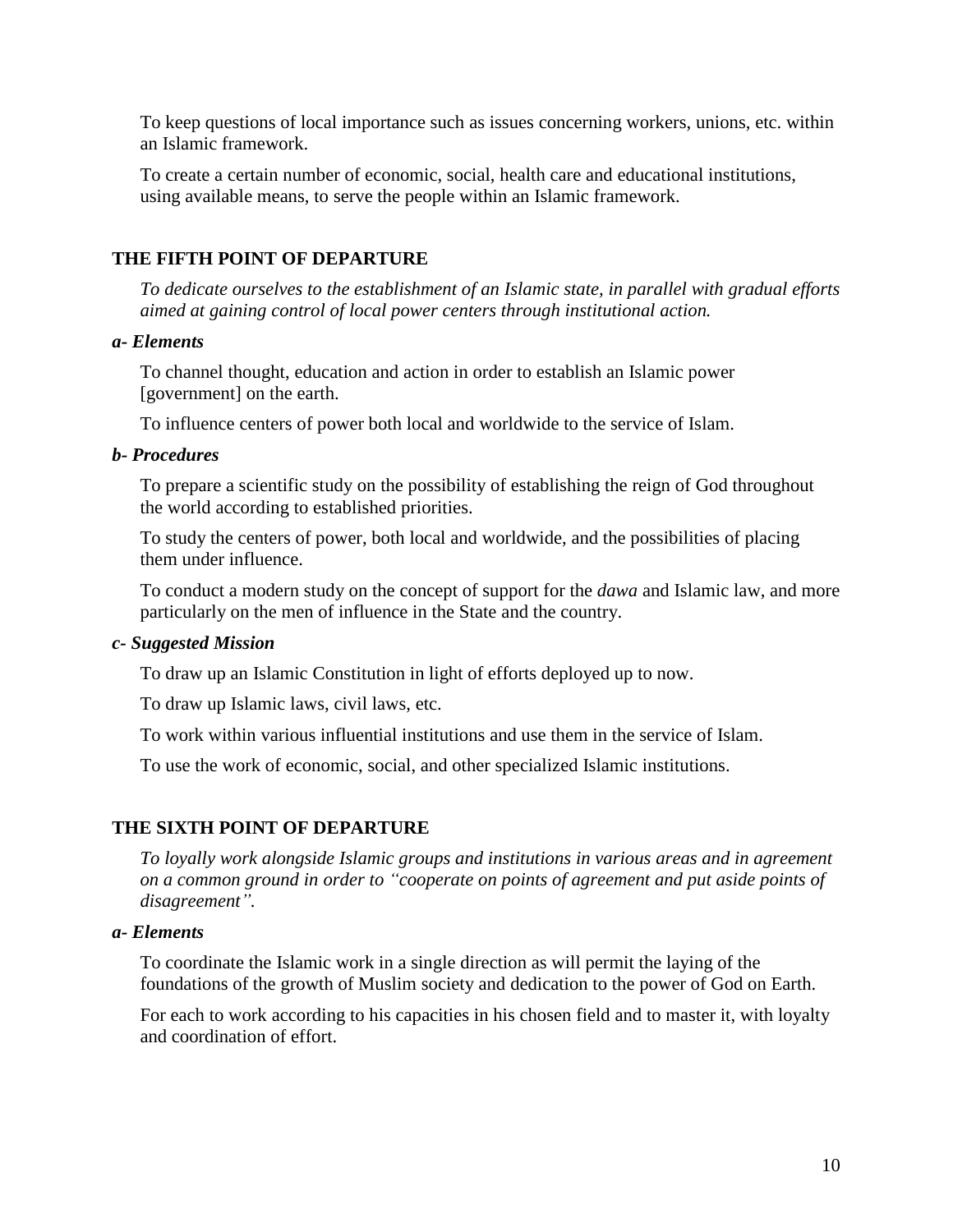To keep questions of local importance such as issues concerning workers, unions, etc. within an Islamic framework.

To create a certain number of economic, social, health care and educational institutions, using available means, to serve the people within an Islamic framework.

### THE FIFTH POINT OF DEPARTURE

*To dedicate ourselves to the establishment of an Islamic state, in parallel with gradual efforts aimed at gaining control of local power centers through institutional action.*

***a- Elements***

To channel thought, education and action in order to establish an Islamic power [government] on the earth.

To influence centers of power both local and worldwide to the service of Islam.

***b- Procedures***

To prepare a scientific study on the possibility of establishing the reign of God throughout the world according to established priorities.

To study the centers of power, both local and worldwide, and the possibilities of placing them under influence.

To conduct a modern study on the concept of support for the *dawa* and Islamic law, and more particularly on the men of influence in the State and the country.

***c- Suggested Mission***

To draw up an Islamic Constitution in light of efforts deployed up to now.

To draw up Islamic laws, civil laws, etc.

To work within various influential institutions and use them in the service of Islam.

To use the work of economic, social, and other specialized Islamic institutions.

### THE SIXTH POINT OF DEPARTURE

*To loyally work alongside Islamic groups and institutions in various areas and in agreement on a common ground in order to "cooperate on points of agreement and put aside points of disagreement".*

***a- Elements***

To coordinate the Islamic work in a single direction as will permit the laying of the foundations of the growth of Muslim society and dedication to the power of God on Earth.

For each to work according to his capacities in his chosen field and to master it, with loyalty and coordination of effort.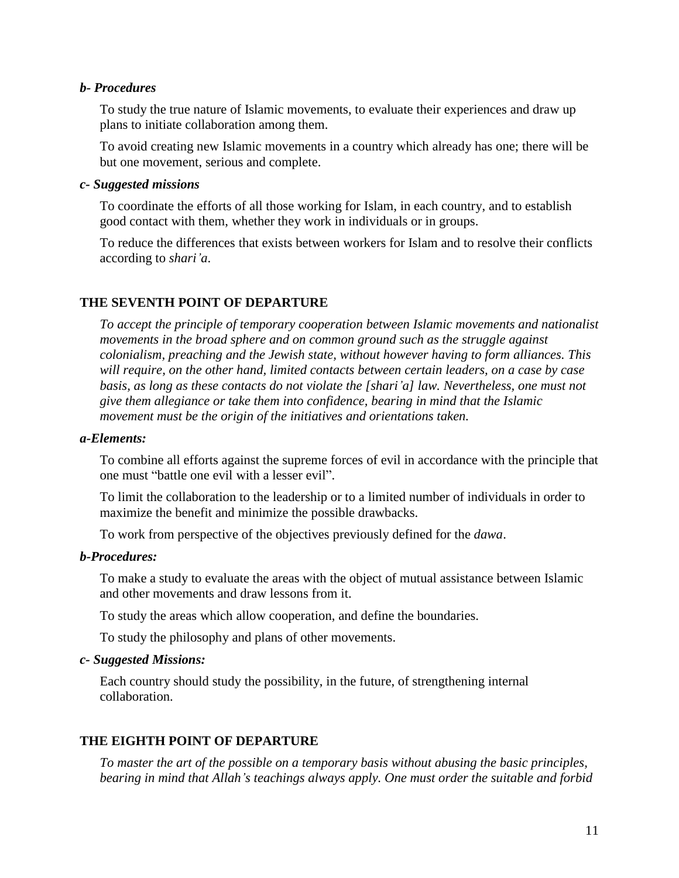***b- Procedures***

To study the true nature of Islamic movements, to evaluate their experiences and draw up plans to initiate collaboration among them.

To avoid creating new Islamic movements in a country which already has one; there will be but one movement, serious and complete.

***c- Suggested missions***

To coordinate the efforts of all those working for Islam, in each country, and to establish good contact with them, whether they work in individuals or in groups.

To reduce the differences that exists between workers for Islam and to resolve their conflicts according to *shari'a*.

## THE SEVENTH POINT OF DEPARTURE

*To accept the principle of temporary cooperation between Islamic movements and nationalist movements in the broad sphere and on common ground such as the struggle against colonialism, preaching and the Jewish state, without however having to form alliances. This will require, on the other hand, limited contacts between certain leaders, on a case by case basis, as long as these contacts do not violate the [shari'a] law. Nevertheless, one must not give them allegiance or take them into confidence, bearing in mind that the Islamic movement must be the origin of the initiatives and orientations taken.*

***a-Elements:***

To combine all efforts against the supreme forces of evil in accordance with the principle that one must "battle one evil with a lesser evil".

To limit the collaboration to the leadership or to a limited number of individuals in order to maximize the benefit and minimize the possible drawbacks.

To work from perspective of the objectives previously defined for the *dawa*.

***b-Procedures:***

To make a study to evaluate the areas with the object of mutual assistance between Islamic and other movements and draw lessons from it.

To study the areas which allow cooperation, and define the boundaries.

To study the philosophy and plans of other movements.

***c- Suggested Missions:***

Each country should study the possibility, in the future, of strengthening internal collaboration.

## THE EIGHTH POINT OF DEPARTURE

*To master the art of the possible on a temporary basis without abusing the basic principles, bearing in mind that Allah's teachings always apply. One must order the suitable and forbid*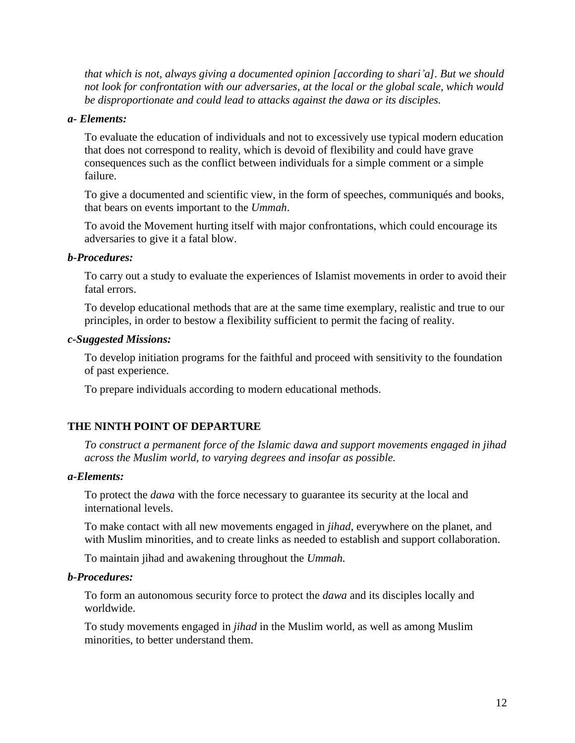*that which is not, always giving a documented opinion [according to shari'a]. But we should not look for confrontation with our adversaries, at the local or the global scale, which would be disproportionate and could lead to attacks against the dawa or its disciples.*

***a- Elements:***

To evaluate the education of individuals and not to excessively use typical modern education that does not correspond to reality, which is devoid of flexibility and could have grave consequences such as the conflict between individuals for a simple comment or a simple failure.

To give a documented and scientific view, in the form of speeches, communiqués and books, that bears on events important to the *Ummah*.

To avoid the Movement hurting itself with major confrontations, which could encourage its adversaries to give it a fatal blow.

***b-Procedures:***

To carry out a study to evaluate the experiences of Islamist movements in order to avoid their fatal errors.

To develop educational methods that are at the same time exemplary, realistic and true to our principles, in order to bestow a flexibility sufficient to permit the facing of reality.

***c-Suggested Missions:***

To develop initiation programs for the faithful and proceed with sensitivity to the foundation of past experience.

To prepare individuals according to modern educational methods.

**THE NINTH POINT OF DEPARTURE**

*To construct a permanent force of the Islamic dawa and support movements engaged in jihad across the Muslim world, to varying degrees and insofar as possible.*

***a-Elements:***

To protect the *dawa* with the force necessary to guarantee its security at the local and international levels.

To make contact with all new movements engaged in *jihad*, everywhere on the planet, and with Muslim minorities, and to create links as needed to establish and support collaboration.

To maintain jihad and awakening throughout the *Ummah.*

***b-Procedures:***

To form an autonomous security force to protect the *dawa* and its disciples locally and worldwide.

To study movements engaged in *jihad* in the Muslim world, as well as among Muslim minorities, to better understand them.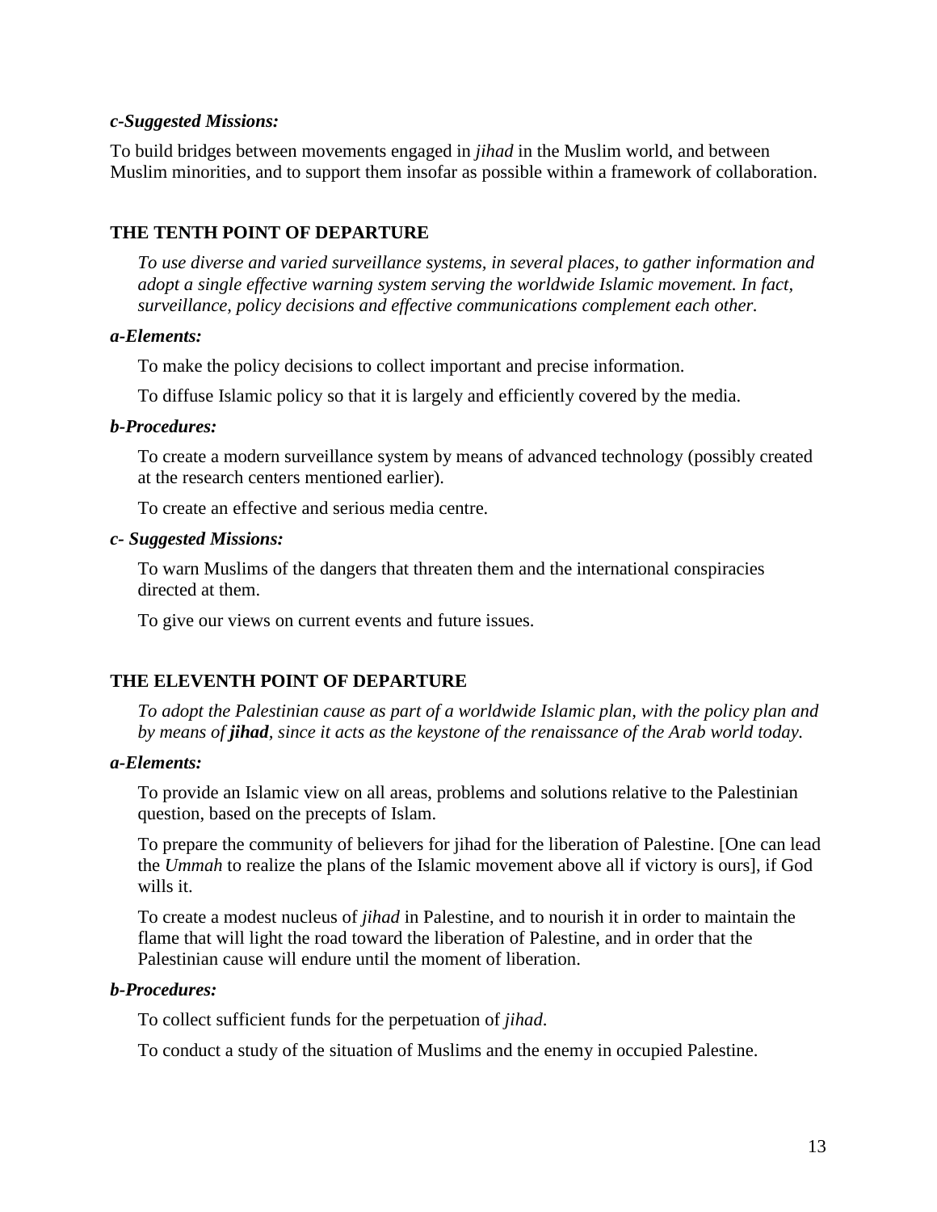***c-Suggested Missions:***

To build bridges between movements engaged in *jihad* in the Muslim world, and between Muslim minorities, and to support them insofar as possible within a framework of collaboration.

## THE TENTH POINT OF DEPARTURE

*To use diverse and varied surveillance systems, in several places, to gather information and adopt a single effective warning system serving the worldwide Islamic movement. In fact, surveillance, policy decisions and effective communications complement each other.*

***a-Elements:***

To make the policy decisions to collect important and precise information.

To diffuse Islamic policy so that it is largely and efficiently covered by the media.

***b-Procedures:***

To create a modern surveillance system by means of advanced technology (possibly created at the research centers mentioned earlier).

To create an effective and serious media centre.

***c- Suggested Missions:***

To warn Muslims of the dangers that threaten them and the international conspiracies directed at them.

To give our views on current events and future issues.

## THE ELEVENTH POINT OF DEPARTURE

*To adopt the Palestinian cause as part of a worldwide Islamic plan, with the policy plan and by means of **jihad**, since it acts as the keystone of the renaissance of the Arab world today.*

***a-Elements:***

To provide an Islamic view on all areas, problems and solutions relative to the Palestinian question, based on the precepts of Islam.

To prepare the community of believers for jihad for the liberation of Palestine. [One can lead the *Ummah* to realize the plans of the Islamic movement above all if victory is ours], if God wills it.

To create a modest nucleus of *jihad* in Palestine, and to nourish it in order to maintain the flame that will light the road toward the liberation of Palestine, and in order that the Palestinian cause will endure until the moment of liberation.

***b-Procedures:***

To collect sufficient funds for the perpetuation of *jihad*.

To conduct a study of the situation of Muslims and the enemy in occupied Palestine.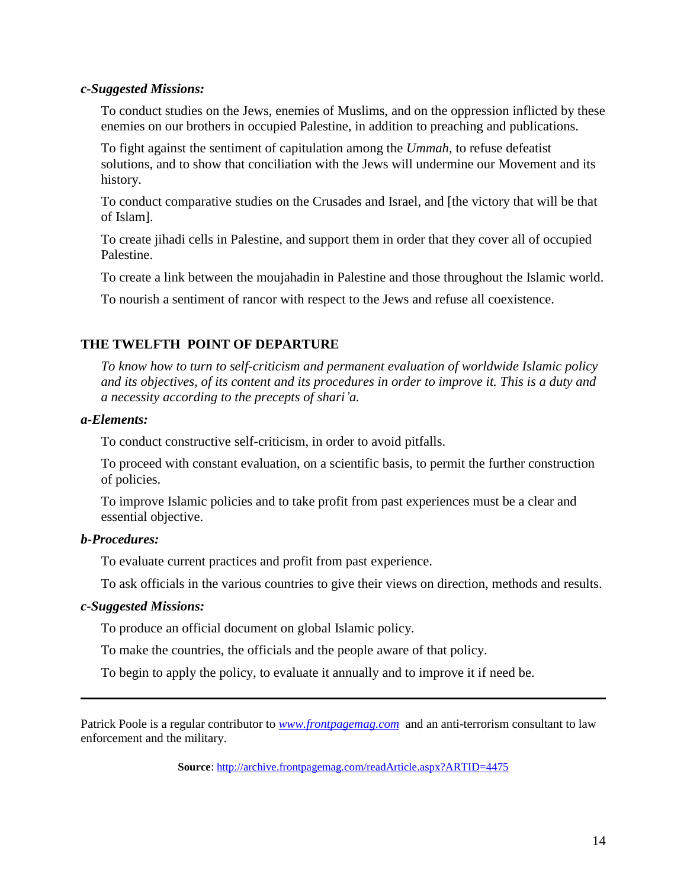***c-Suggested Missions:***

To conduct studies on the Jews, enemies of Muslims, and on the oppression inflicted by these enemies on our brothers in occupied Palestine, in addition to preaching and publications.

To fight against the sentiment of capitulation among the *Ummah*, to refuse defeatist solutions, and to show that conciliation with the Jews will undermine our Movement and its history.

To conduct comparative studies on the Crusades and Israel, and [the victory that will be that of Islam].

To create jihadi cells in Palestine, and support them in order that they cover all of occupied Palestine.

To create a link between the moujahadin in Palestine and those throughout the Islamic world.

To nourish a sentiment of rancor with respect to the Jews and refuse all coexistence.

**THE TWELFTH POINT OF DEPARTURE**

*To know how to turn to self-criticism and permanent evaluation of worldwide Islamic policy and its objectives, of its content and its procedures in order to improve it. This is a duty and a necessity according to the precepts of shari'a.*

***a-Elements:***

To conduct constructive self-criticism, in order to avoid pitfalls.

To proceed with constant evaluation, on a scientific basis, to permit the further construction of policies.

To improve Islamic policies and to take profit from past experiences must be a clear and essential objective.

***b-Procedures:***

To evaluate current practices and profit from past experience.

To ask officials in the various countries to give their views on direction, methods and results.

***c-Suggested Missions:***

To produce an official document on global Islamic policy.

To make the countries, the officials and the people aware of that policy.

To begin to apply the policy, to evaluate it annually and to improve it if need be.

---

Patrick Poole is a regular contributor to *www.frontpagemag.com* and an anti-terrorism consultant to law enforcement and the military.

**Source**: http://archive.frontpagemag.com/readArticle.aspx?ARTID=4475